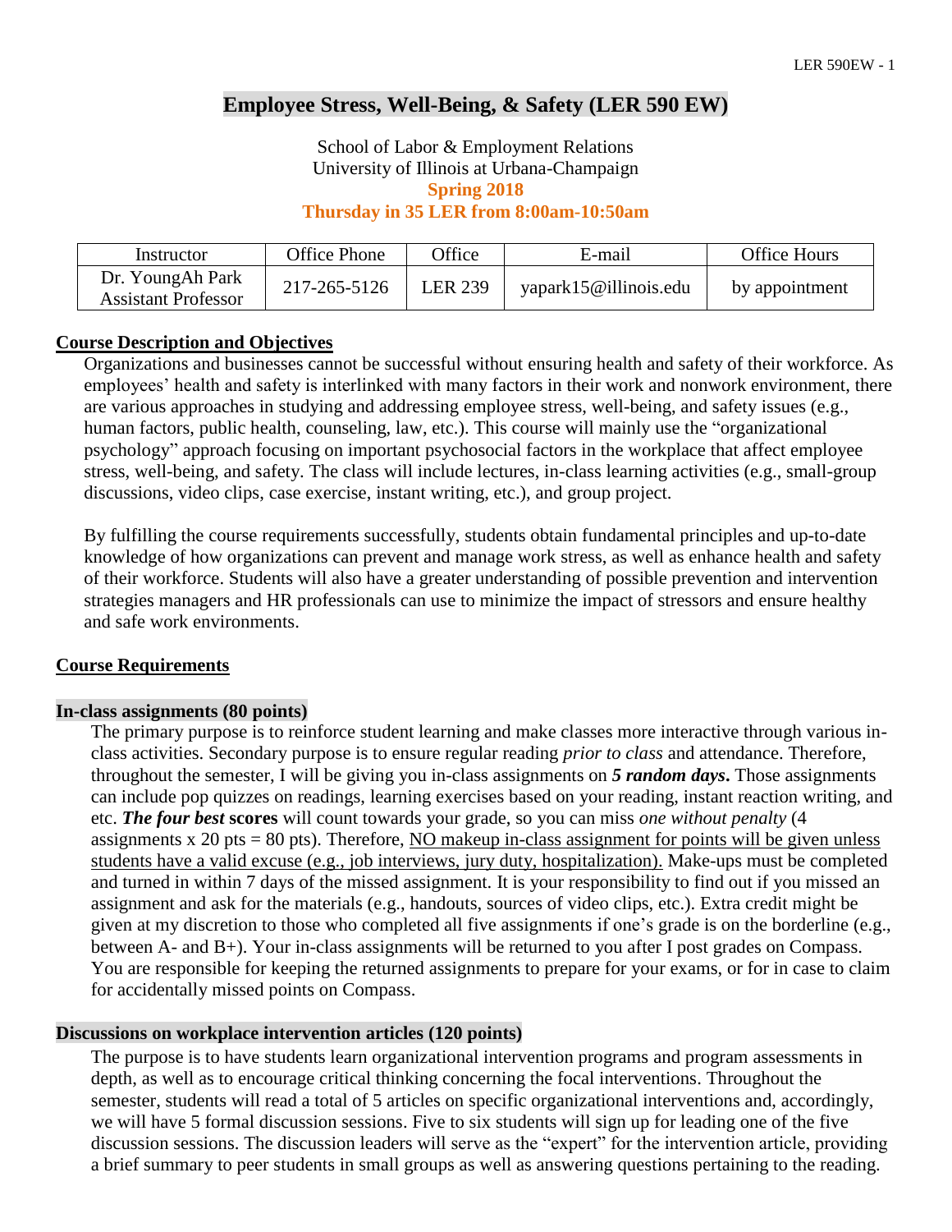# Employee Stress, Well-Being, & Safety (LER 590 EW)

School of Labor & Employment Relations
University of Illinois at Urbana-Champaign
**Spring 2018**
**Thursday in 35 LER from 8:00am-10:50am**

| Instructor | Office Phone | Office | E-mail | Office Hours |
|---|---|---|---|---|
| Dr. YoungAh Park<br>Assistant Professor | 217-265-5126 | LER 239 | yapark15@illinois.edu | by appointment |

## Course Description and Objectives

Organizations and businesses cannot be successful without ensuring health and safety of their workforce. As employees' health and safety is interlinked with many factors in their work and nonwork environment, there are various approaches in studying and addressing employee stress, well-being, and safety issues (e.g., human factors, public health, counseling, law, etc.). This course will mainly use the "organizational psychology" approach focusing on important psychosocial factors in the workplace that affect employee stress, well-being, and safety. The class will include lectures, in-class learning activities (e.g., small-group discussions, video clips, case exercise, instant writing, etc.), and group project.

By fulfilling the course requirements successfully, students obtain fundamental principles and up-to-date knowledge of how organizations can prevent and manage work stress, as well as enhance health and safety of their workforce. Students will also have a greater understanding of possible prevention and intervention strategies managers and HR professionals can use to minimize the impact of stressors and ensure healthy and safe work environments.

## Course Requirements

### In-class assignments (80 points)

The primary purpose is to reinforce student learning and make classes more interactive through various in-class activities. Secondary purpose is to ensure regular reading *prior to class* and attendance. Therefore, throughout the semester, I will be giving you in-class assignments on ***5 random days*****.** Those assignments can include pop quizzes on readings, learning exercises based on your reading, instant reaction writing, and etc. ***The four best*** **scores** will count towards your grade, so you can miss *one without penalty* (4 assignments x 20 pts = 80 pts). Therefore, <u>NO makeup in-class assignment for points will be given unless students have a valid excuse (e.g., job interviews, jury duty, hospitalization).</u> Make-ups must be completed and turned in within 7 days of the missed assignment. It is your responsibility to find out if you missed an assignment and ask for the materials (e.g., handouts, sources of video clips, etc.). Extra credit might be given at my discretion to those who completed all five assignments if one's grade is on the borderline (e.g., between A- and B+). Your in-class assignments will be returned to you after I post grades on Compass. You are responsible for keeping the returned assignments to prepare for your exams, or for in case to claim for accidentally missed points on Compass.

### Discussions on workplace intervention articles (120 points)

The purpose is to have students learn organizational intervention programs and program assessments in depth, as well as to encourage critical thinking concerning the focal interventions. Throughout the semester, students will read a total of 5 articles on specific organizational interventions and, accordingly, we will have 5 formal discussion sessions. Five to six students will sign up for leading one of the five discussion sessions. The discussion leaders will serve as the "expert" for the intervention article, providing a brief summary to peer students in small groups as well as answering questions pertaining to the reading.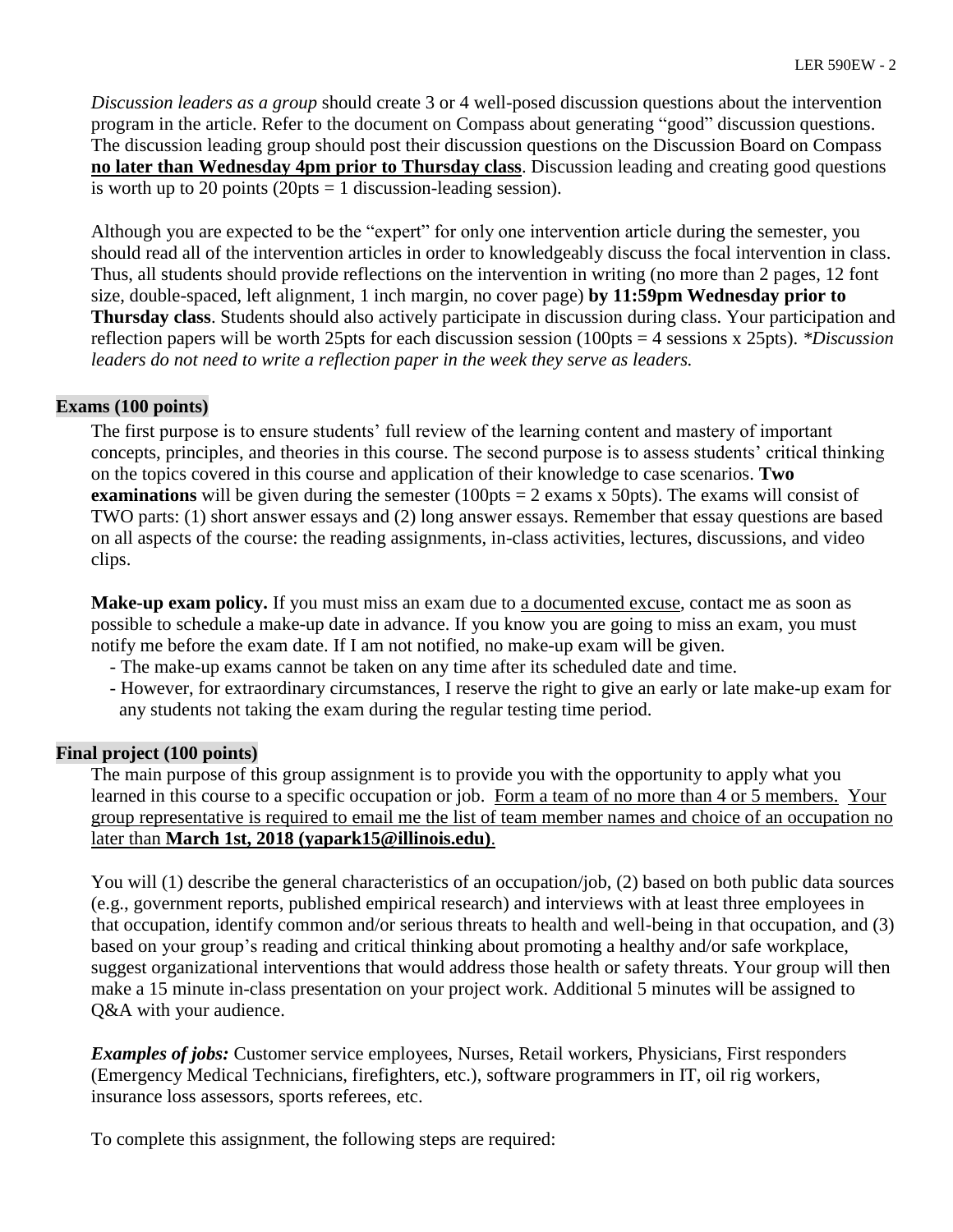*Discussion leaders as a group* should create 3 or 4 well-posed discussion questions about the intervention program in the article. Refer to the document on Compass about generating "good" discussion questions. The discussion leading group should post their discussion questions on the Discussion Board on Compass **no later than Wednesday 4pm prior to Thursday class**. Discussion leading and creating good questions is worth up to 20 points (20pts = 1 discussion-leading session).

Although you are expected to be the "expert" for only one intervention article during the semester, you should read all of the intervention articles in order to knowledgeably discuss the focal intervention in class. Thus, all students should provide reflections on the intervention in writing (no more than 2 pages, 12 font size, double-spaced, left alignment, 1 inch margin, no cover page) **by 11:59pm Wednesday prior to Thursday class**. Students should also actively participate in discussion during class. Your participation and reflection papers will be worth 25pts for each discussion session (100pts = 4 sessions x 25pts). *\*Discussion leaders do not need to write a reflection paper in the week they serve as leaders.*

**Exams (100 points)**

The first purpose is to ensure students' full review of the learning content and mastery of important concepts, principles, and theories in this course. The second purpose is to assess students' critical thinking on the topics covered in this course and application of their knowledge to case scenarios. **Two examinations** will be given during the semester (100pts = 2 exams x 50pts). The exams will consist of TWO parts: (1) short answer essays and (2) long answer essays. Remember that essay questions are based on all aspects of the course: the reading assignments, in-class activities, lectures, discussions, and video clips.

**Make-up exam policy.** If you must miss an exam due to a documented excuse, contact me as soon as possible to schedule a make-up date in advance. If you know you are going to miss an exam, you must notify me before the exam date. If I am not notified, no make-up exam will be given.

- The make-up exams cannot be taken on any time after its scheduled date and time.
- However, for extraordinary circumstances, I reserve the right to give an early or late make-up exam for any students not taking the exam during the regular testing time period.

**Final project (100 points)**

The main purpose of this group assignment is to provide you with the opportunity to apply what you learned in this course to a specific occupation or job. Form a team of no more than 4 or 5 members. Your group representative is required to email me the list of team member names and choice of an occupation no later than **March 1st, 2018 (yapark15@illinois.edu)**.

You will (1) describe the general characteristics of an occupation/job, (2) based on both public data sources (e.g., government reports, published empirical research) and interviews with at least three employees in that occupation, identify common and/or serious threats to health and well-being in that occupation, and (3) based on your group's reading and critical thinking about promoting a healthy and/or safe workplace, suggest organizational interventions that would address those health or safety threats. Your group will then make a 15 minute in-class presentation on your project work. Additional 5 minutes will be assigned to Q&A with your audience.

***Examples of jobs:*** Customer service employees, Nurses, Retail workers, Physicians, First responders (Emergency Medical Technicians, firefighters, etc.), software programmers in IT, oil rig workers, insurance loss assessors, sports referees, etc.

To complete this assignment, the following steps are required: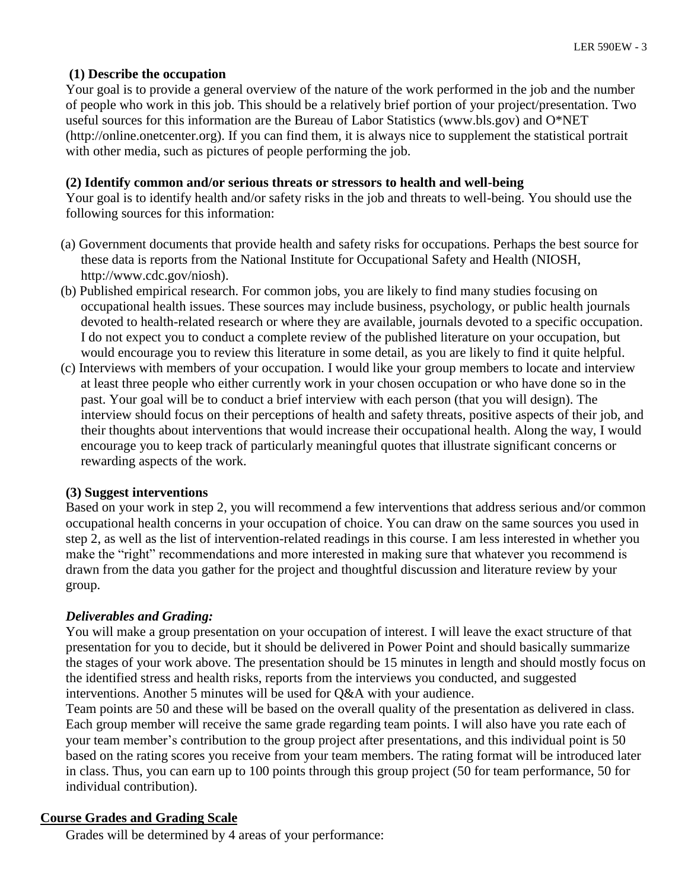**(1) Describe the occupation**

Your goal is to provide a general overview of the nature of the work performed in the job and the number of people who work in this job. This should be a relatively brief portion of your project/presentation. Two useful sources for this information are the Bureau of Labor Statistics (www.bls.gov) and O*NET (http://online.onetcenter.org). If you can find them, it is always nice to supplement the statistical portrait with other media, such as pictures of people performing the job.

**(2) Identify common and/or serious threats or stressors to health and well-being**

Your goal is to identify health and/or safety risks in the job and threats to well-being. You should use the following sources for this information:

(a) Government documents that provide health and safety risks for occupations. Perhaps the best source for these data is reports from the National Institute for Occupational Safety and Health (NIOSH, http://www.cdc.gov/niosh).

(b) Published empirical research. For common jobs, you are likely to find many studies focusing on occupational health issues. These sources may include business, psychology, or public health journals devoted to health-related research or where they are available, journals devoted to a specific occupation. I do not expect you to conduct a complete review of the published literature on your occupation, but would encourage you to review this literature in some detail, as you are likely to find it quite helpful.

(c) Interviews with members of your occupation. I would like your group members to locate and interview at least three people who either currently work in your chosen occupation or who have done so in the past. Your goal will be to conduct a brief interview with each person (that you will design). The interview should focus on their perceptions of health and safety threats, positive aspects of their job, and their thoughts about interventions that would increase their occupational health. Along the way, I would encourage you to keep track of particularly meaningful quotes that illustrate significant concerns or rewarding aspects of the work.

**(3) Suggest interventions**

Based on your work in step 2, you will recommend a few interventions that address serious and/or common occupational health concerns in your occupation of choice. You can draw on the same sources you used in step 2, as well as the list of intervention-related readings in this course. I am less interested in whether you make the "right" recommendations and more interested in making sure that whatever you recommend is drawn from the data you gather for the project and thoughtful discussion and literature review by your group.

***Deliverables and Grading:***

You will make a group presentation on your occupation of interest. I will leave the exact structure of that presentation for you to decide, but it should be delivered in Power Point and should basically summarize the stages of your work above. The presentation should be 15 minutes in length and should mostly focus on the identified stress and health risks, reports from the interviews you conducted, and suggested interventions. Another 5 minutes will be used for Q&A with your audience.

Team points are 50 and these will be based on the overall quality of the presentation as delivered in class. Each group member will receive the same grade regarding team points. I will also have you rate each of your team member's contribution to the group project after presentations, and this individual point is 50 based on the rating scores you receive from your team members. The rating format will be introduced later in class. Thus, you can earn up to 100 points through this group project (50 for team performance, 50 for individual contribution).

## Course Grades and Grading Scale

Grades will be determined by 4 areas of your performance: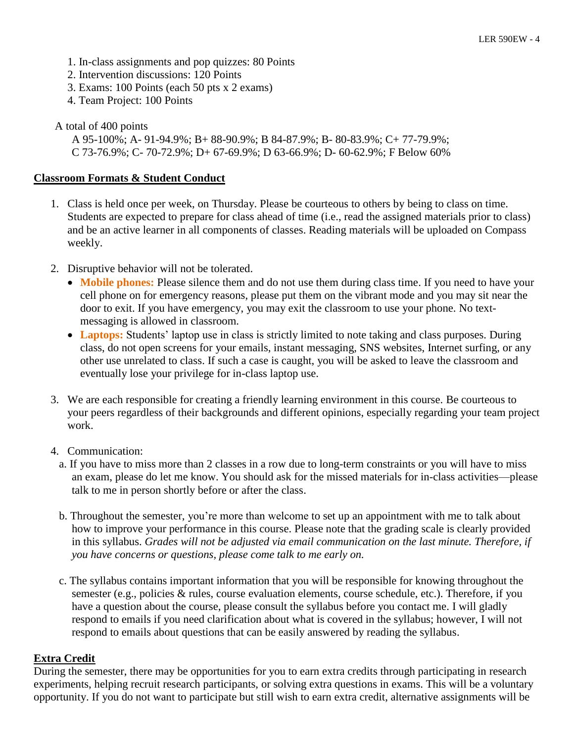1. In-class assignments and pop quizzes: 80 Points
2. Intervention discussions: 120 Points
3. Exams: 100 Points (each 50 pts x 2 exams)
4. Team Project: 100 Points

A total of 400 points

A 95-100%; A- 91-94.9%; B+ 88-90.9%; B 84-87.9%; B- 80-83.9%; C+ 77-79.9%; C 73-76.9%; C- 70-72.9%; D+ 67-69.9%; D 63-66.9%; D- 60-62.9%; F Below 60%

## Classroom Formats & Student Conduct

1. Class is held once per week, on Thursday. Please be courteous to others by being to class on time. Students are expected to prepare for class ahead of time (i.e., read the assigned materials prior to class) and be an active learner in all components of classes. Reading materials will be uploaded on Compass weekly.

2. Disruptive behavior will not be tolerated.
   - **Mobile phones:** Please silence them and do not use them during class time. If you need to have your cell phone on for emergency reasons, please put them on the vibrant mode and you may sit near the door to exit. If you have emergency, you may exit the classroom to use your phone. No text-messaging is allowed in classroom.
   - **Laptops:** Students' laptop use in class is strictly limited to note taking and class purposes. During class, do not open screens for your emails, instant messaging, SNS websites, Internet surfing, or any other use unrelated to class. If such a case is caught, you will be asked to leave the classroom and eventually lose your privilege for in-class laptop use.

3. We are each responsible for creating a friendly learning environment in this course. Be courteous to your peers regardless of their backgrounds and different opinions, especially regarding your team project work.

4. Communication:

   a. If you have to miss more than 2 classes in a row due to long-term constraints or you will have to miss an exam, please do let me know. You should ask for the missed materials for in-class activities—please talk to me in person shortly before or after the class.

   b. Throughout the semester, you're more than welcome to set up an appointment with me to talk about how to improve your performance in this course. Please note that the grading scale is clearly provided in this syllabus. *Grades will not be adjusted via email communication on the last minute. Therefore, if you have concerns or questions, please come talk to me early on.*

   c. The syllabus contains important information that you will be responsible for knowing throughout the semester (e.g., policies & rules, course evaluation elements, course schedule, etc.). Therefore, if you have a question about the course, please consult the syllabus before you contact me. I will gladly respond to emails if you need clarification about what is covered in the syllabus; however, I will not respond to emails about questions that can be easily answered by reading the syllabus.

## Extra Credit

During the semester, there may be opportunities for you to earn extra credits through participating in research experiments, helping recruit research participants, or solving extra questions in exams. This will be a voluntary opportunity. If you do not want to participate but still wish to earn extra credit, alternative assignments will be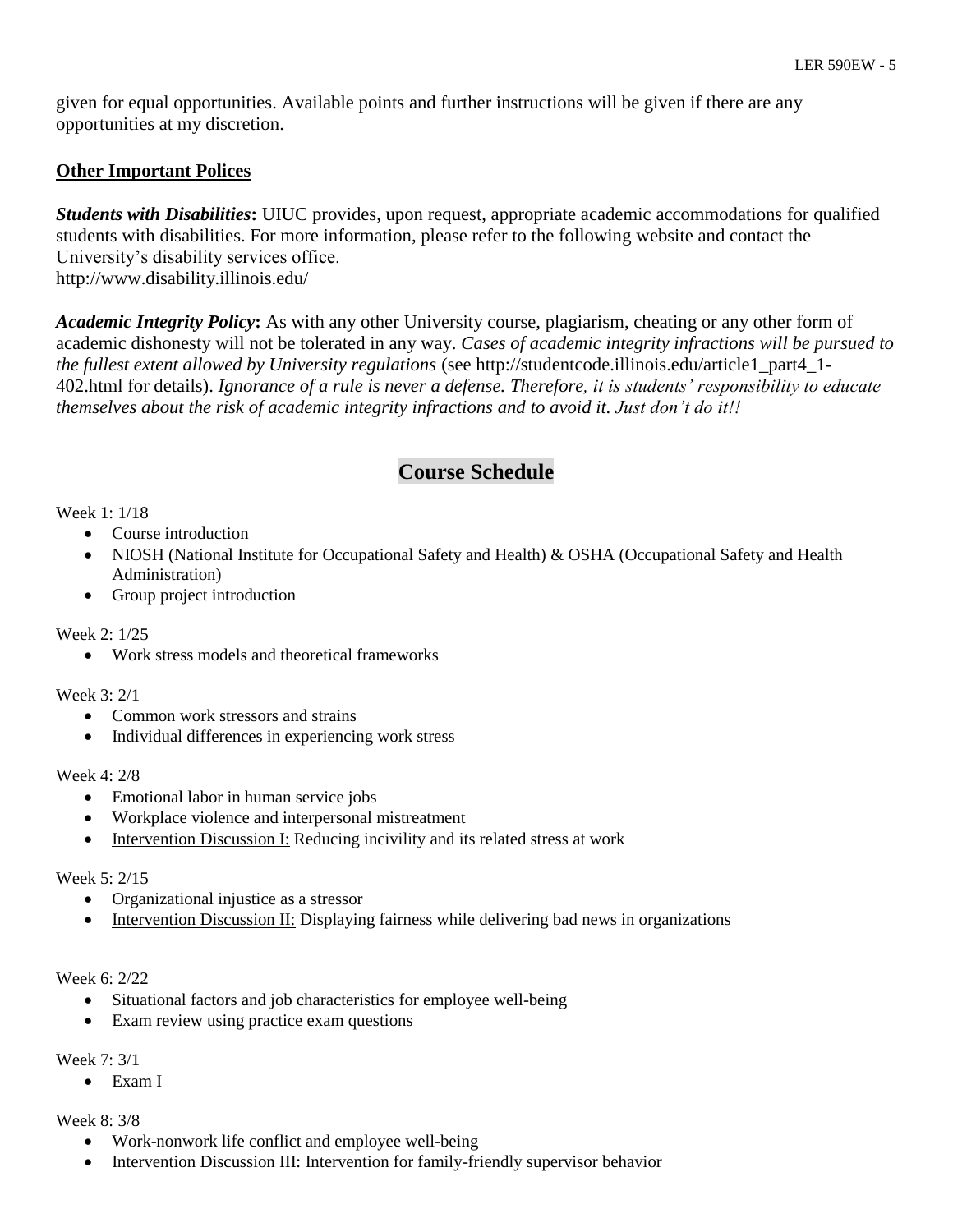given for equal opportunities. Available points and further instructions will be given if there are any opportunities at my discretion.

**Other Important Polices**

***Students with Disabilities*****:** UIUC provides, upon request, appropriate academic accommodations for qualified students with disabilities. For more information, please refer to the following website and contact the University's disability services office.
http://www.disability.illinois.edu/

***Academic Integrity Policy*****:** As with any other University course, plagiarism, cheating or any other form of academic dishonesty will not be tolerated in any way. *Cases of academic integrity infractions will be pursued to the fullest extent allowed by University regulations* (see http://studentcode.illinois.edu/article1_part4_1-402.html for details). *Ignorance of a rule is never a defense. Therefore, it is students' responsibility to educate themselves about the risk of academic integrity infractions and to avoid it. Just don't do it!!*

## Course Schedule

Week 1: 1/18
- Course introduction
- NIOSH (National Institute for Occupational Safety and Health) & OSHA (Occupational Safety and Health Administration)
- Group project introduction

Week 2: 1/25
- Work stress models and theoretical frameworks

Week 3: 2/1
- Common work stressors and strains
- Individual differences in experiencing work stress

Week 4: 2/8
- Emotional labor in human service jobs
- Workplace violence and interpersonal mistreatment
- Intervention Discussion I: Reducing incivility and its related stress at work

Week 5: 2/15
- Organizational injustice as a stressor
- Intervention Discussion II: Displaying fairness while delivering bad news in organizations

Week 6: 2/22
- Situational factors and job characteristics for employee well-being
- Exam review using practice exam questions

Week 7: 3/1
- Exam I

Week 8: 3/8
- Work-nonwork life conflict and employee well-being
- Intervention Discussion III: Intervention for family-friendly supervisor behavior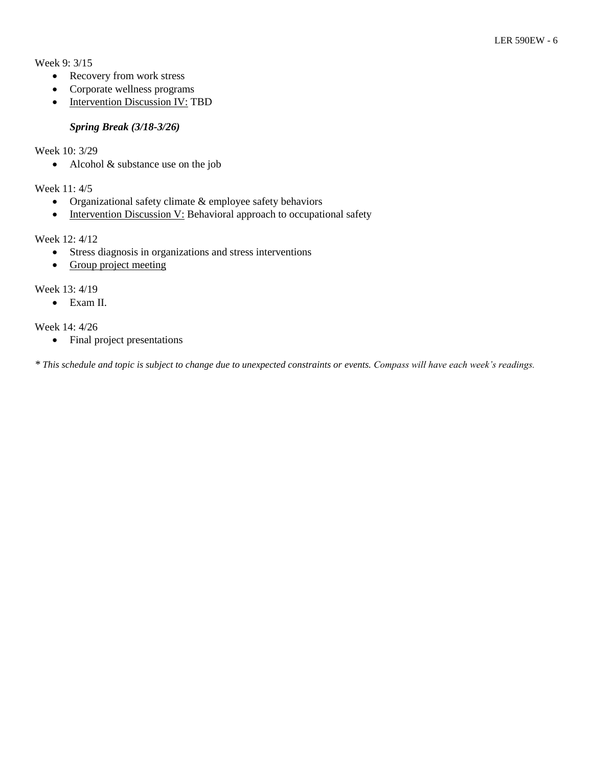Week 9: 3/15

- Recovery from work stress
- Corporate wellness programs
- <u>Intervention Discussion IV:</u> TBD

***Spring Break (3/18-3/26)***

Week 10: 3/29

- Alcohol & substance use on the job

Week 11: 4/5

- Organizational safety climate & employee safety behaviors
- <u>Intervention Discussion V:</u> Behavioral approach to occupational safety

Week 12: 4/12

- Stress diagnosis in organizations and stress interventions
- <u>Group project meeting</u>

Week 13: 4/19

- Exam II.

Week 14: 4/26

- Final project presentations

*\* This schedule and topic is subject to change due to unexpected constraints or events. Compass will have each week's readings.*